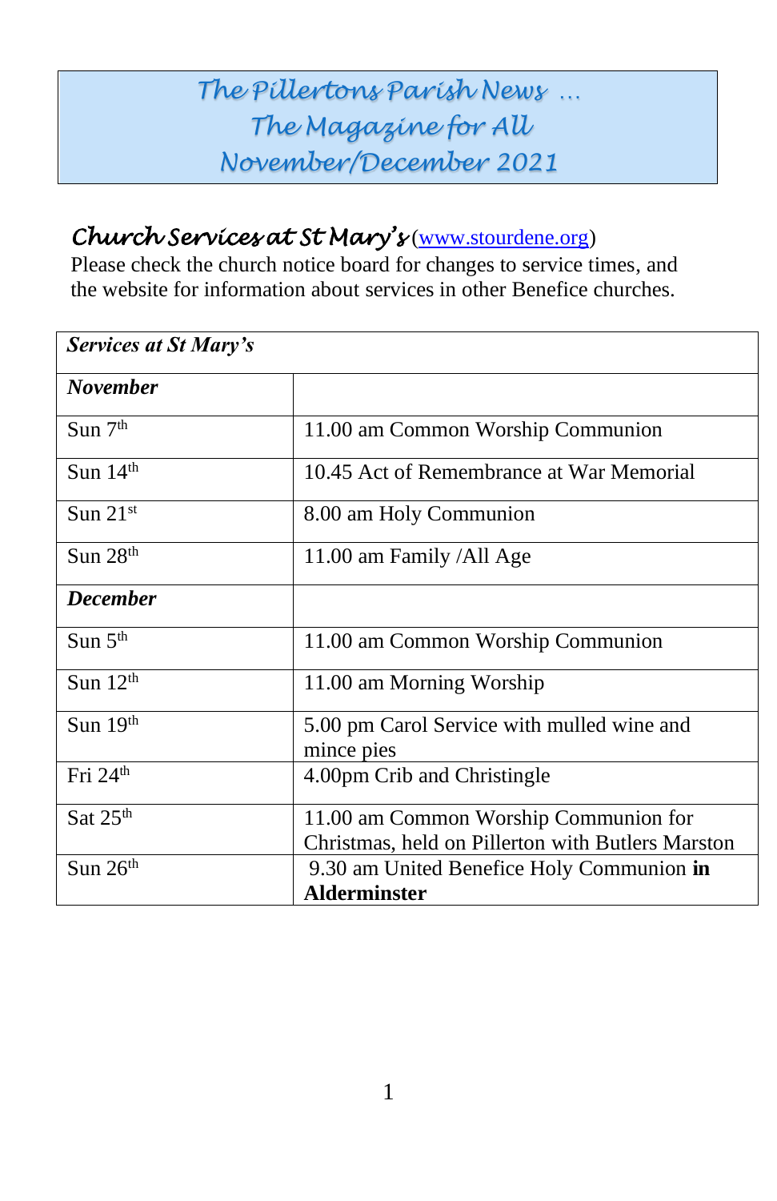# The Pillertons Parish News …
# The Magazine for All
# November/December 2021

## Church Services at St Mary's ([www.stourdene.org](www.stourdene.org))

Please check the church notice board for changes to service times, and the website for information about services in other Benefice churches.

| ***Services at St Mary's*** | |
|---|---|
| ***November*** | |
| Sun 7th | 11.00 am Common Worship Communion |
| Sun 14th | 10.45 Act of Remembrance at War Memorial |
| Sun 21st | 8.00 am Holy Communion |
| Sun 28th | 11.00 am Family /All Age |
| ***December*** | |
| Sun 5th | 11.00 am Common Worship Communion |
| Sun 12th | 11.00 am Morning Worship |
| Sun 19th | 5.00 pm Carol Service with mulled wine and mince pies |
| Fri 24th | 4.00pm Crib and Christingle |
| Sat 25th | 11.00 am Common Worship Communion for Christmas, held on Pillerton with Butlers Marston |
| Sun 26th | 9.30 am United Benefice Holy Communion **in Alderminster** |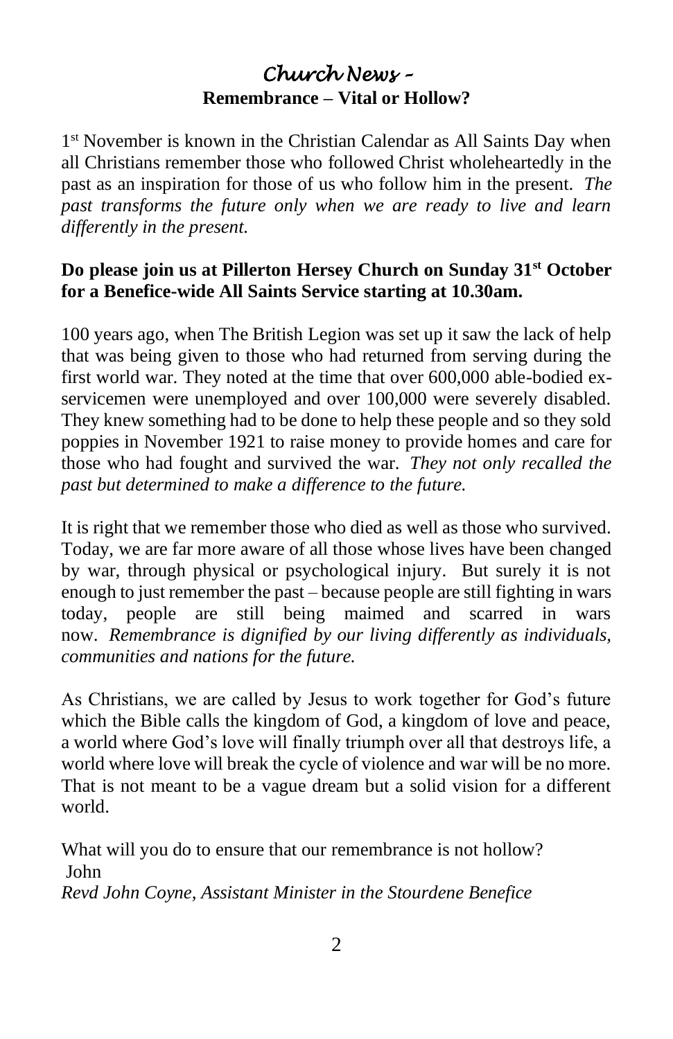# *Church News –*

## Remembrance – Vital or Hollow?

1st November is known in the Christian Calendar as All Saints Day when all Christians remember those who followed Christ wholeheartedly in the past as an inspiration for those of us who follow him in the present. *The past transforms the future only when we are ready to live and learn differently in the present.*

**Do please join us at Pillerton Hersey Church on Sunday 31st October for a Benefice-wide All Saints Service starting at 10.30am.**

100 years ago, when The British Legion was set up it saw the lack of help that was being given to those who had returned from serving during the first world war. They noted at the time that over 600,000 able-bodied ex-servicemen were unemployed and over 100,000 were severely disabled. They knew something had to be done to help these people and so they sold poppies in November 1921 to raise money to provide homes and care for those who had fought and survived the war. *They not only recalled the past but determined to make a difference to the future.*

It is right that we remember those who died as well as those who survived. Today, we are far more aware of all those whose lives have been changed by war, through physical or psychological injury. But surely it is not enough to just remember the past – because people are still fighting in wars today, people are still being maimed and scarred in wars now. *Remembrance is dignified by our living differently as individuals, communities and nations for the future.*

As Christians, we are called by Jesus to work together for God's future which the Bible calls the kingdom of God, a kingdom of love and peace, a world where God's love will finally triumph over all that destroys life, a world where love will break the cycle of violence and war will be no more. That is not meant to be a vague dream but a solid vision for a different world.

What will you do to ensure that our remembrance is not hollow?

John

*Revd John Coyne, Assistant Minister in the Stourdene Benefice*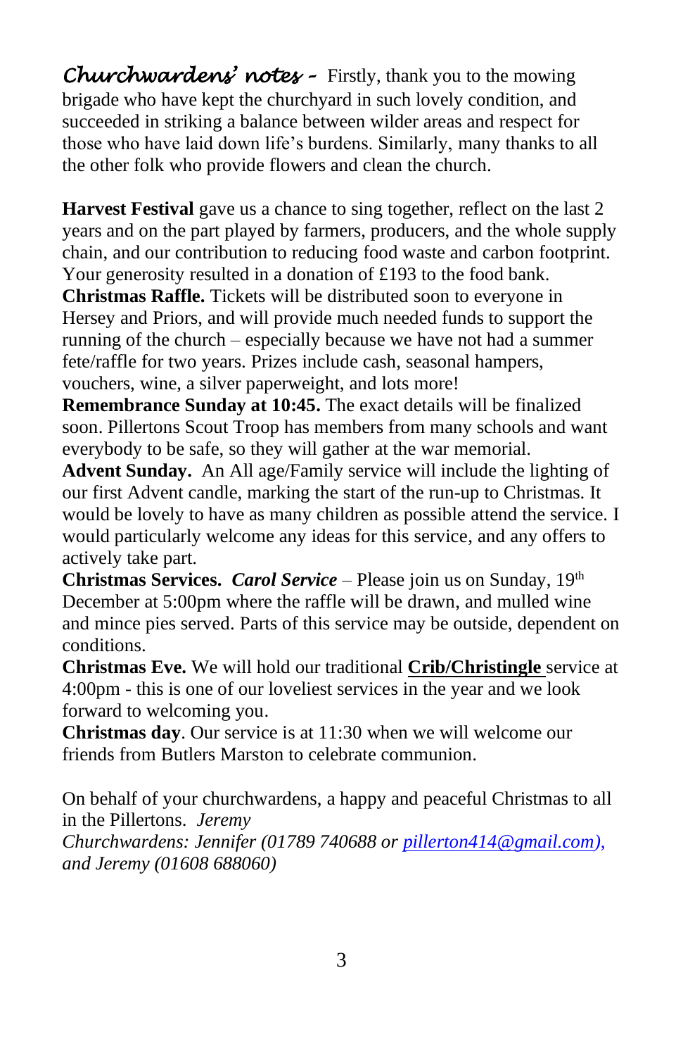***Churchwardens' notes –*** Firstly, thank you to the mowing brigade who have kept the churchyard in such lovely condition, and succeeded in striking a balance between wilder areas and respect for those who have laid down life's burdens. Similarly, many thanks to all the other folk who provide flowers and clean the church.

**Harvest Festival** gave us a chance to sing together, reflect on the last 2 years and on the part played by farmers, producers, and the whole supply chain, and our contribution to reducing food waste and carbon footprint. Your generosity resulted in a donation of £193 to the food bank.

**Christmas Raffle.** Tickets will be distributed soon to everyone in Hersey and Priors, and will provide much needed funds to support the running of the church – especially because we have not had a summer fete/raffle for two years. Prizes include cash, seasonal hampers, vouchers, wine, a silver paperweight, and lots more!

**Remembrance Sunday at 10:45.** The exact details will be finalized soon. Pillertons Scout Troop has members from many schools and want everybody to be safe, so they will gather at the war memorial.

**Advent Sunday.** An All age/Family service will include the lighting of our first Advent candle, marking the start of the run-up to Christmas. It would be lovely to have as many children as possible attend the service. I would particularly welcome any ideas for this service, and any offers to actively take part.

**Christmas Services.** ***Carol Service*** – Please join us on Sunday, 19th December at 5:00pm where the raffle will be drawn, and mulled wine and mince pies served. Parts of this service may be outside, dependent on conditions.

**Christmas Eve.** We will hold our traditional **Crib/Christingle** service at 4:00pm - this is one of our loveliest services in the year and we look forward to welcoming you.

**Christmas day**. Our service is at 11:30 when we will welcome our friends from Butlers Marston to celebrate communion.

On behalf of your churchwardens, a happy and peaceful Christmas to all in the Pillertons. *Jeremy*

*Churchwardens: Jennifer (01789 740688 or pillerton414@gmail.com), and Jeremy (01608 688060)*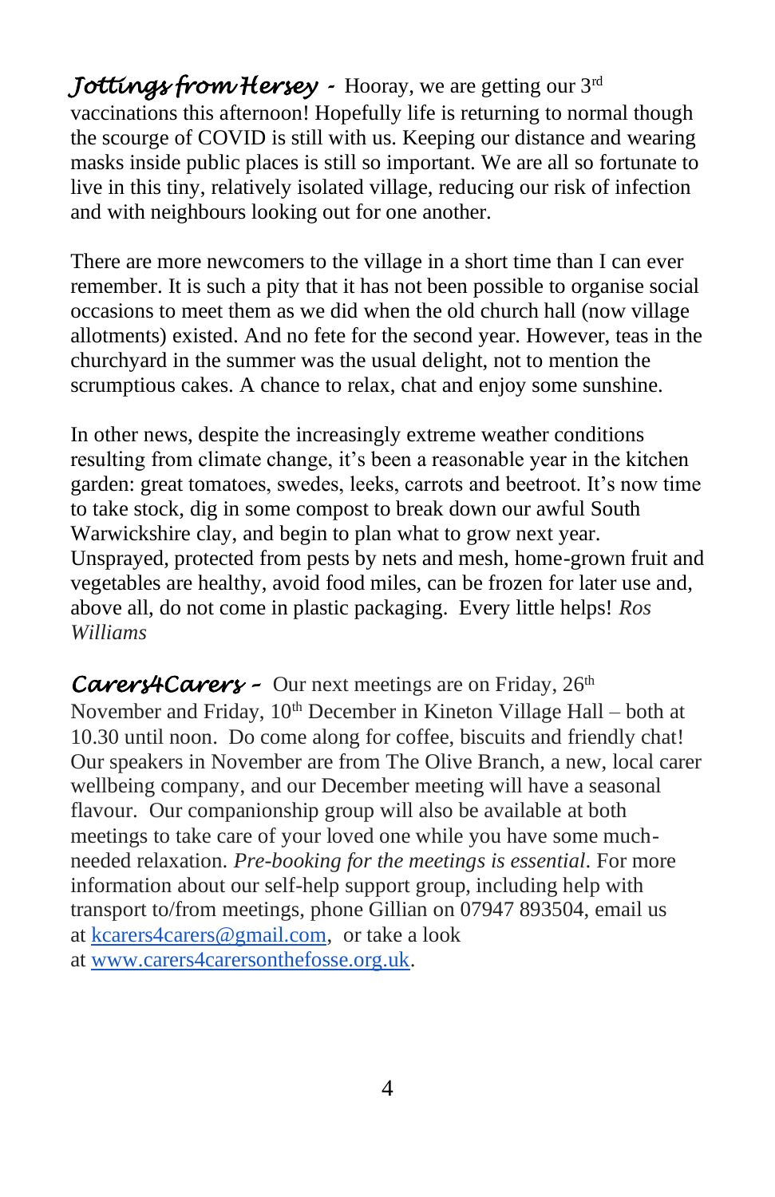***Jottings from Hersey*** - Hooray, we are getting our 3rd vaccinations this afternoon! Hopefully life is returning to normal though the scourge of COVID is still with us. Keeping our distance and wearing masks inside public places is still so important. We are all so fortunate to live in this tiny, relatively isolated village, reducing our risk of infection and with neighbours looking out for one another.

There are more newcomers to the village in a short time than I can ever remember. It is such a pity that it has not been possible to organise social occasions to meet them as we did when the old church hall (now village allotments) existed. And no fete for the second year. However, teas in the churchyard in the summer was the usual delight, not to mention the scrumptious cakes. A chance to relax, chat and enjoy some sunshine.

In other news, despite the increasingly extreme weather conditions resulting from climate change, it's been a reasonable year in the kitchen garden: great tomatoes, swedes, leeks, carrots and beetroot. It's now time to take stock, dig in some compost to break down our awful South Warwickshire clay, and begin to plan what to grow next year. Unsprayed, protected from pests by nets and mesh, home-grown fruit and vegetables are healthy, avoid food miles, can be frozen for later use and, above all, do not come in plastic packaging. Every little helps! *Ros Williams*

***Carers4Carers*** – Our next meetings are on Friday, 26th November and Friday, 10th December in Kineton Village Hall – both at 10.30 until noon. Do come along for coffee, biscuits and friendly chat! Our speakers in November are from The Olive Branch, a new, local carer wellbeing company, and our December meeting will have a seasonal flavour. Our companionship group will also be available at both meetings to take care of your loved one while you have some much-needed relaxation. *Pre-booking for the meetings is essential*. For more information about our self-help support group, including help with transport to/from meetings, phone Gillian on 07947 893504, email us at [kcarers4carers@gmail.com](mailto:kcarers4carers@gmail.com), or take a look at [www.carers4carersonthefosse.org.uk](http://www.carers4carersonthefosse.org.uk).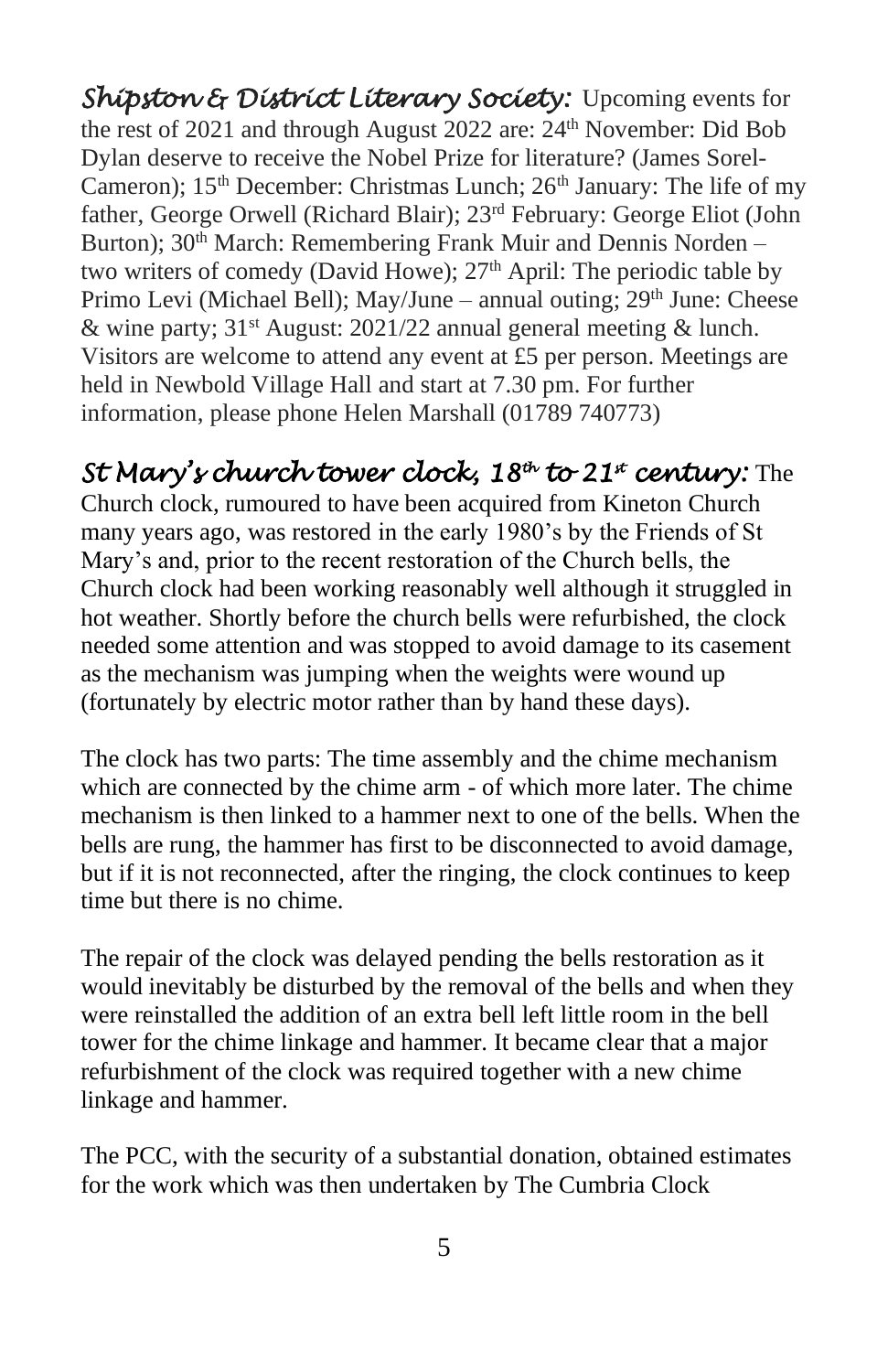*Shipston & District Literary Society:* Upcoming events for the rest of 2021 and through August 2022 are: 24th November: Did Bob Dylan deserve to receive the Nobel Prize for literature? (James Sorel-Cameron); 15th December: Christmas Lunch; 26th January: The life of my father, George Orwell (Richard Blair); 23rd February: George Eliot (John Burton); 30th March: Remembering Frank Muir and Dennis Norden – two writers of comedy (David Howe); 27th April: The periodic table by Primo Levi (Michael Bell); May/June – annual outing; 29th June: Cheese & wine party; 31st August: 2021/22 annual general meeting & lunch. Visitors are welcome to attend any event at £5 per person. Meetings are held in Newbold Village Hall and start at 7.30 pm. For further information, please phone Helen Marshall (01789 740773)

*St Mary's church tower clock, 18th to 21st century:* The Church clock, rumoured to have been acquired from Kineton Church many years ago, was restored in the early 1980's by the Friends of St Mary's and, prior to the recent restoration of the Church bells, the Church clock had been working reasonably well although it struggled in hot weather. Shortly before the church bells were refurbished, the clock needed some attention and was stopped to avoid damage to its casement as the mechanism was jumping when the weights were wound up (fortunately by electric motor rather than by hand these days).

The clock has two parts: The time assembly and the chime mechanism which are connected by the chime arm - of which more later. The chime mechanism is then linked to a hammer next to one of the bells. When the bells are rung, the hammer has first to be disconnected to avoid damage, but if it is not reconnected, after the ringing, the clock continues to keep time but there is no chime.

The repair of the clock was delayed pending the bells restoration as it would inevitably be disturbed by the removal of the bells and when they were reinstalled the addition of an extra bell left little room in the bell tower for the chime linkage and hammer. It became clear that a major refurbishment of the clock was required together with a new chime linkage and hammer.

The PCC, with the security of a substantial donation, obtained estimates for the work which was then undertaken by The Cumbria Clock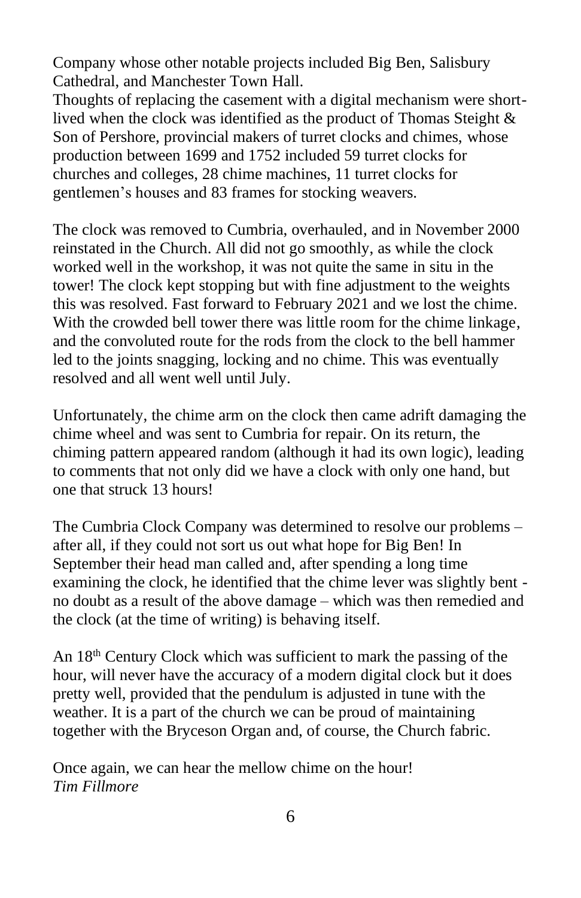Company whose other notable projects included Big Ben, Salisbury Cathedral, and Manchester Town Hall.
Thoughts of replacing the casement with a digital mechanism were short-lived when the clock was identified as the product of Thomas Steight & Son of Pershore, provincial makers of turret clocks and chimes, whose production between 1699 and 1752 included 59 turret clocks for churches and colleges, 28 chime machines, 11 turret clocks for gentlemen's houses and 83 frames for stocking weavers.

The clock was removed to Cumbria, overhauled, and in November 2000 reinstated in the Church. All did not go smoothly, as while the clock worked well in the workshop, it was not quite the same in situ in the tower! The clock kept stopping but with fine adjustment to the weights this was resolved. Fast forward to February 2021 and we lost the chime. With the crowded bell tower there was little room for the chime linkage, and the convoluted route for the rods from the clock to the bell hammer led to the joints snagging, locking and no chime. This was eventually resolved and all went well until July.

Unfortunately, the chime arm on the clock then came adrift damaging the chime wheel and was sent to Cumbria for repair. On its return, the chiming pattern appeared random (although it had its own logic), leading to comments that not only did we have a clock with only one hand, but one that struck 13 hours!

The Cumbria Clock Company was determined to resolve our problems – after all, if they could not sort us out what hope for Big Ben! In September their head man called and, after spending a long time examining the clock, he identified that the chime lever was slightly bent - no doubt as a result of the above damage – which was then remedied and the clock (at the time of writing) is behaving itself.

An 18th Century Clock which was sufficient to mark the passing of the hour, will never have the accuracy of a modern digital clock but it does pretty well, provided that the pendulum is adjusted in tune with the weather. It is a part of the church we can be proud of maintaining together with the Bryceson Organ and, of course, the Church fabric.

Once again, we can hear the mellow chime on the hour!
*Tim Fillmore*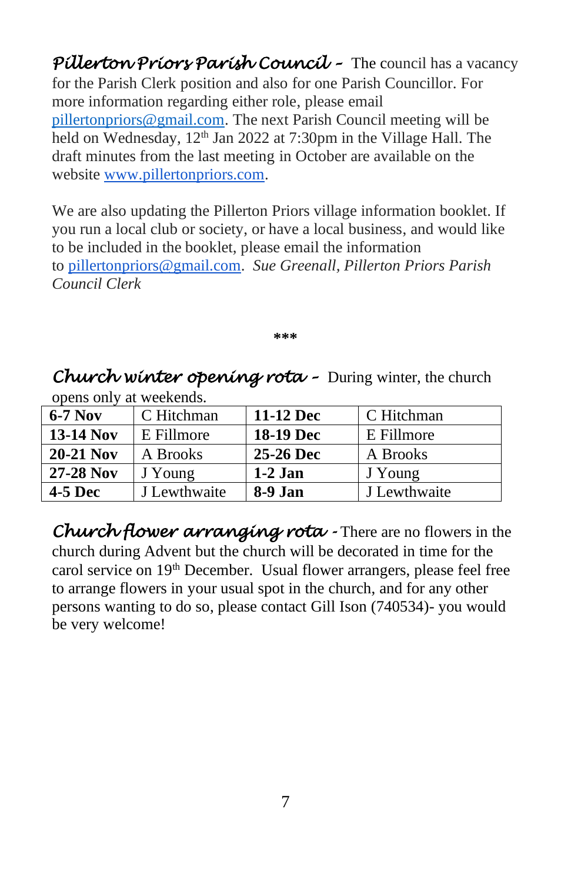***Pillerton Priors Parish Council –*** The council has a vacancy for the Parish Clerk position and also for one Parish Councillor. For more information regarding either role, please email pillertonpriors@gmail.com. The next Parish Council meeting will be held on Wednesday, 12th Jan 2022 at 7:30pm in the Village Hall. The draft minutes from the last meeting in October are available on the website www.pillertonpriors.com.

We are also updating the Pillerton Priors village information booklet. If you run a local club or society, or have a local business, and would like to be included in the booklet, please email the information to pillertonpriors@gmail.com. *Sue Greenall, Pillerton Priors Parish Council Clerk*

\*\*\*

***Church winter opening rota –*** During winter, the church opens only at weekends.

| | | | |
|---|---|---|---|
| **6-7 Nov** | C Hitchman | **11-12 Dec** | C Hitchman |
| **13-14 Nov** | E Fillmore | **18-19 Dec** | E Fillmore |
| **20-21 Nov** | A Brooks | **25-26 Dec** | A Brooks |
| **27-28 Nov** | J Young | **1-2 Jan** | J Young |
| **4-5 Dec** | J Lewthwaite | **8-9 Jan** | J Lewthwaite |

***Church flower arranging rota -*** There are no flowers in the church during Advent but the church will be decorated in time for the carol service on 19th December. Usual flower arrangers, please feel free to arrange flowers in your usual spot in the church, and for any other persons wanting to do so, please contact Gill Ison (740534)- you would be very welcome!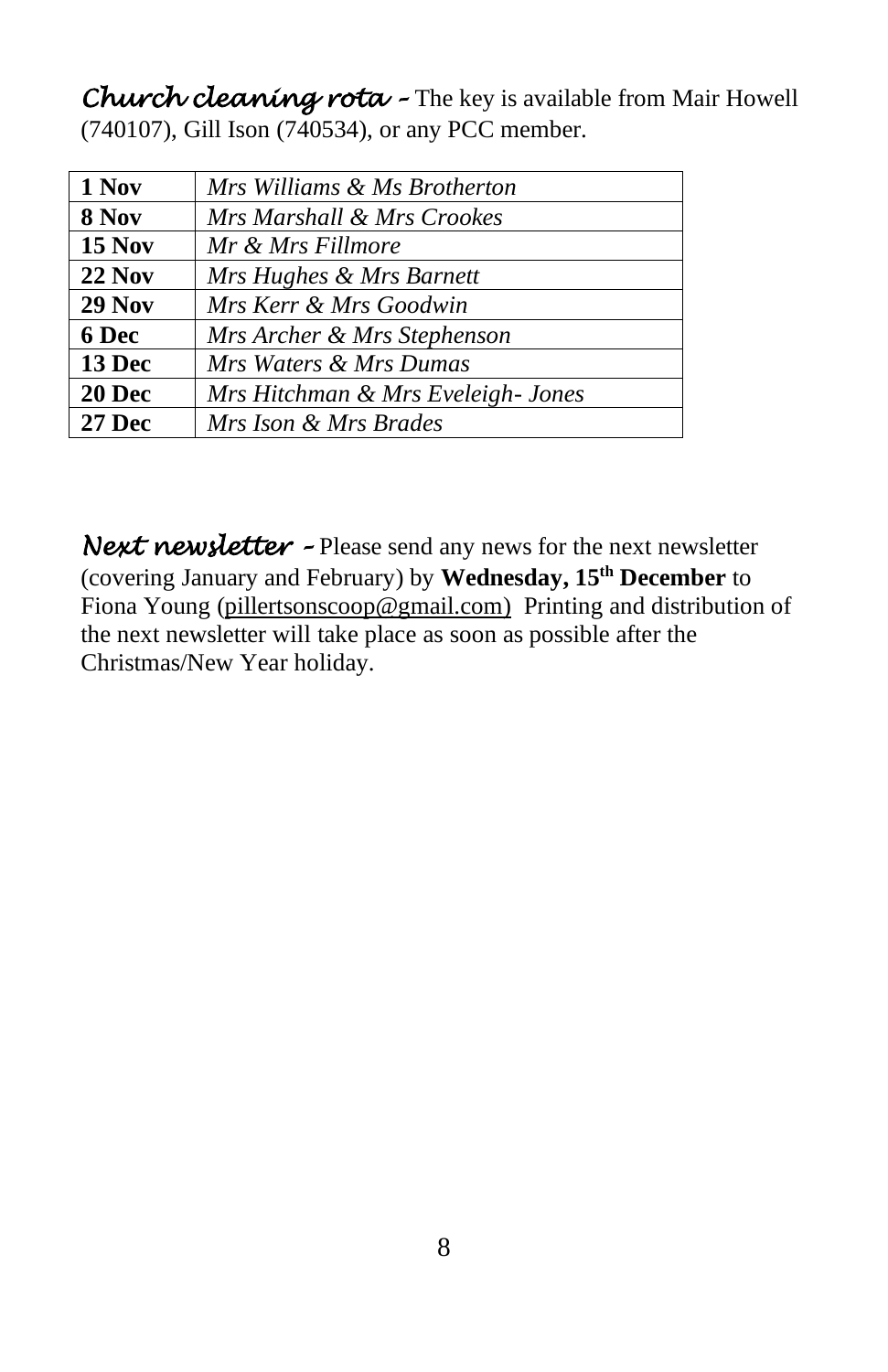***Church cleaning rota –*** The key is available from Mair Howell (740107), Gill Ison (740534), or any PCC member.

| | |
|---|---|
| **1 Nov** | *Mrs Williams & Ms Brotherton* |
| **8 Nov** | *Mrs Marshall & Mrs Crookes* |
| **15 Nov** | *Mr & Mrs Fillmore* |
| **22 Nov** | *Mrs Hughes & Mrs Barnett* |
| **29 Nov** | *Mrs Kerr & Mrs Goodwin* |
| **6 Dec** | *Mrs Archer & Mrs Stephenson* |
| **13 Dec** | *Mrs Waters & Mrs Dumas* |
| **20 Dec** | *Mrs Hitchman & Mrs Eveleigh- Jones* |
| **27 Dec** | *Mrs Ison & Mrs Brades* |

***Next newsletter –*** Please send any news for the next newsletter (covering January and February) by **Wednesday, 15th December** to Fiona Young (pillertsonscoop@gmail.com) Printing and distribution of the next newsletter will take place as soon as possible after the Christmas/New Year holiday.